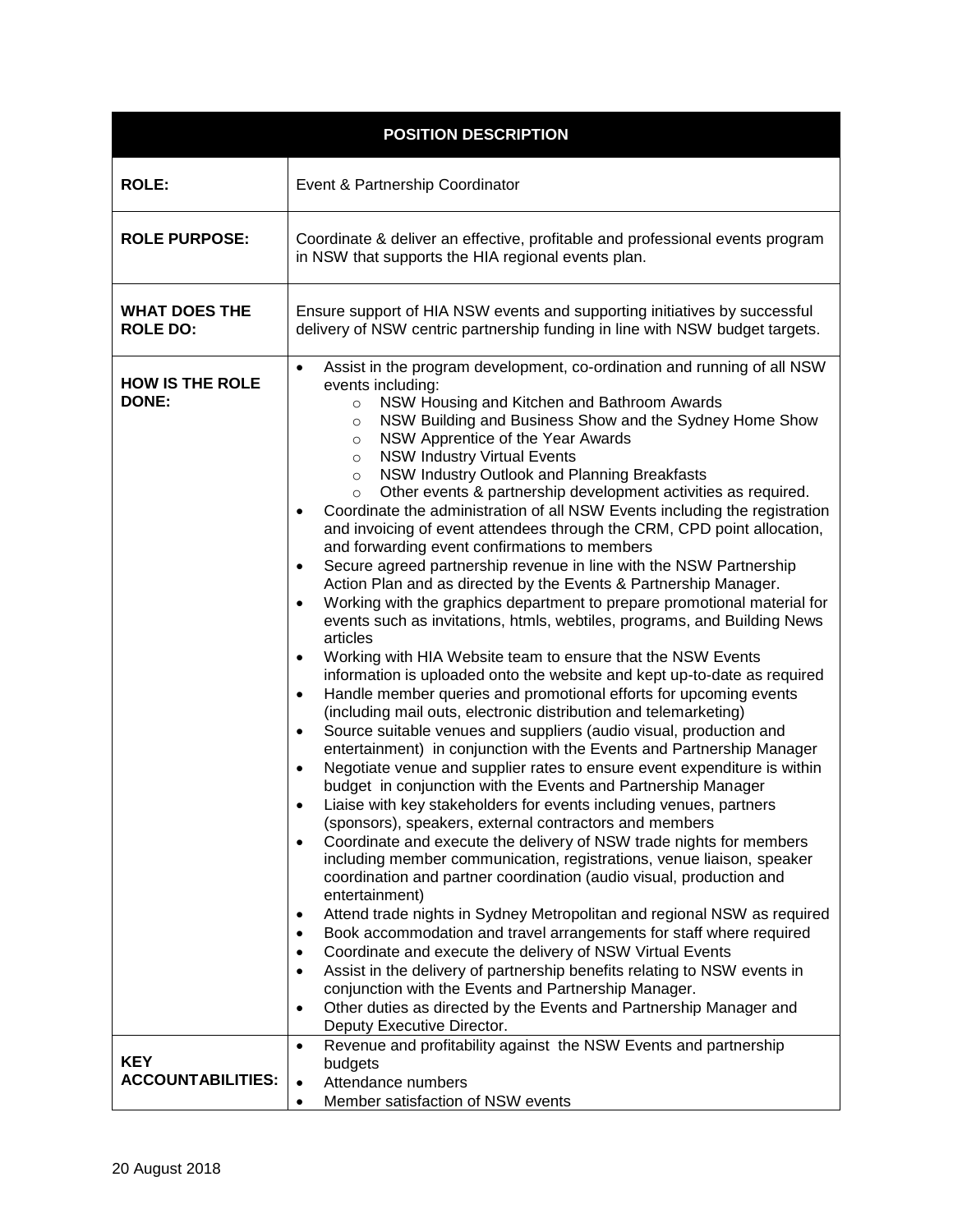| POSITION DESCRIPTION | |
|---|---|
| **ROLE:** | Event & Partnership Coordinator |
| **ROLE PURPOSE:** | Coordinate & deliver an effective, profitable and professional events program in NSW that supports the HIA regional events plan. |
| **WHAT DOES THE ROLE DO:** | Ensure support of HIA NSW events and supporting initiatives by successful delivery of NSW centric partnership funding in line with NSW budget targets. |
| **HOW IS THE ROLE DONE:** | • Assist in the program development, co-ordination and running of all NSW events including:<br>  ○ NSW Housing and Kitchen and Bathroom Awards<br>  ○ NSW Building and Business Show and the Sydney Home Show<br>  ○ NSW Apprentice of the Year Awards<br>  ○ NSW Industry Virtual Events<br>  ○ NSW Industry Outlook and Planning Breakfasts<br>  ○ Other events & partnership development activities as required.<br>• Coordinate the administration of all NSW Events including the registration and invoicing of event attendees through the CRM, CPD point allocation, and forwarding event confirmations to members<br>• Secure agreed partnership revenue in line with the NSW Partnership Action Plan and as directed by the Events & Partnership Manager.<br>• Working with the graphics department to prepare promotional material for events such as invitations, htmls, webtiles, programs, and Building News articles<br>• Working with HIA Website team to ensure that the NSW Events information is uploaded onto the website and kept up-to-date as required<br>• Handle member queries and promotional efforts for upcoming events (including mail outs, electronic distribution and telemarketing)<br>• Source suitable venues and suppliers (audio visual, production and entertainment) in conjunction with the Events and Partnership Manager<br>• Negotiate venue and supplier rates to ensure event expenditure is within budget in conjunction with the Events and Partnership Manager<br>• Liaise with key stakeholders for events including venues, partners (sponsors), speakers, external contractors and members<br>• Coordinate and execute the delivery of NSW trade nights for members including member communication, registrations, venue liaison, speaker coordination and partner coordination (audio visual, production and entertainment)<br>• Attend trade nights in Sydney Metropolitan and regional NSW as required<br>• Book accommodation and travel arrangements for staff where required<br>• Coordinate and execute the delivery of NSW Virtual Events<br>• Assist in the delivery of partnership benefits relating to NSW events in conjunction with the Events and Partnership Manager.<br>• Other duties as directed by the Events and Partnership Manager and Deputy Executive Director. |
| **KEY ACCOUNTABILITIES:** | • Revenue and profitability against the NSW Events and partnership budgets<br>• Attendance numbers<br>• Member satisfaction of NSW events |

20 August 2018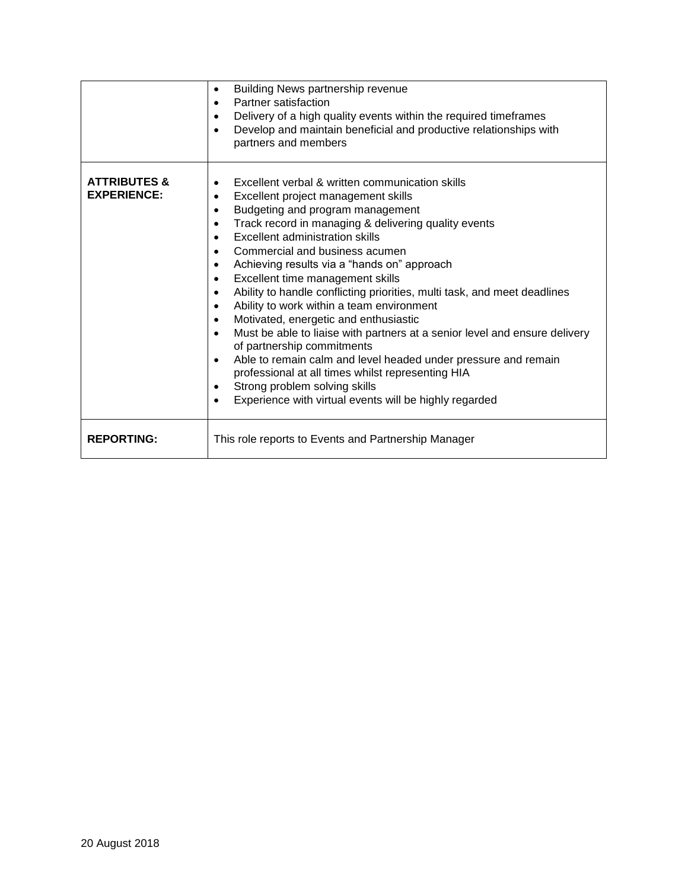| | |
|---|---|
| | • Building News partnership revenue<br>• Partner satisfaction<br>• Delivery of a high quality events within the required timeframes<br>• Develop and maintain beneficial and productive relationships with partners and members |
| **ATTRIBUTES & EXPERIENCE:** | • Excellent verbal & written communication skills<br>• Excellent project management skills<br>• Budgeting and program management<br>• Track record in managing & delivering quality events<br>• Excellent administration skills<br>• Commercial and business acumen<br>• Achieving results via a "hands on" approach<br>• Excellent time management skills<br>• Ability to handle conflicting priorities, multi task, and meet deadlines<br>• Ability to work within a team environment<br>• Motivated, energetic and enthusiastic<br>• Must be able to liaise with partners at a senior level and ensure delivery of partnership commitments<br>• Able to remain calm and level headed under pressure and remain professional at all times whilst representing HIA<br>• Strong problem solving skills<br>• Experience with virtual events will be highly regarded |
| **REPORTING:** | This role reports to Events and Partnership Manager |

20 August 2018